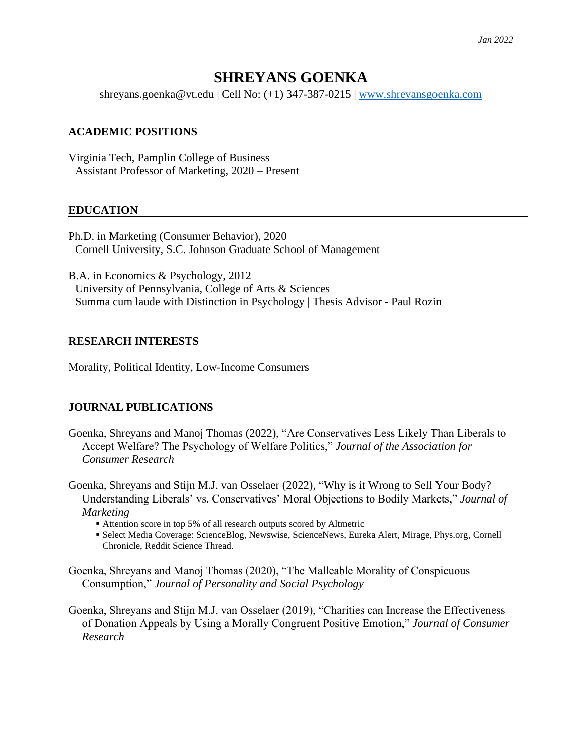*Jan 2022*

# SHREYANS GOENKA

shreyans.goenka@vt.edu | Cell No: (+1) 347-387-0215 | [www.shreyansgoenka.com](http://www.shreyansgoenka.com)

## ACADEMIC POSITIONS

Virginia Tech, Pamplin College of Business
Assistant Professor of Marketing, 2020 – Present

## EDUCATION

Ph.D. in Marketing (Consumer Behavior), 2020
Cornell University, S.C. Johnson Graduate School of Management

B.A. in Economics & Psychology, 2012
University of Pennsylvania, College of Arts & Sciences
Summa cum laude with Distinction in Psychology | Thesis Advisor - Paul Rozin

## RESEARCH INTERESTS

Morality, Political Identity, Low-Income Consumers

## JOURNAL PUBLICATIONS

Goenka, Shreyans and Manoj Thomas (2022), "Are Conservatives Less Likely Than Liberals to Accept Welfare? The Psychology of Welfare Politics," *Journal of the Association for Consumer Research*

Goenka, Shreyans and Stijn M.J. van Osselaer (2022), "Why is it Wrong to Sell Your Body? Understanding Liberals' vs. Conservatives' Moral Objections to Bodily Markets," *Journal of Marketing*

- Attention score in top 5% of all research outputs scored by Altmetric
- Select Media Coverage: ScienceBlog, Newswise, ScienceNews, Eureka Alert, Mirage, Phys.org, Cornell Chronicle, Reddit Science Thread.

Goenka, Shreyans and Manoj Thomas (2020), "The Malleable Morality of Conspicuous Consumption," *Journal of Personality and Social Psychology*

Goenka, Shreyans and Stijn M.J. van Osselaer (2019), "Charities can Increase the Effectiveness of Donation Appeals by Using a Morally Congruent Positive Emotion," *Journal of Consumer Research*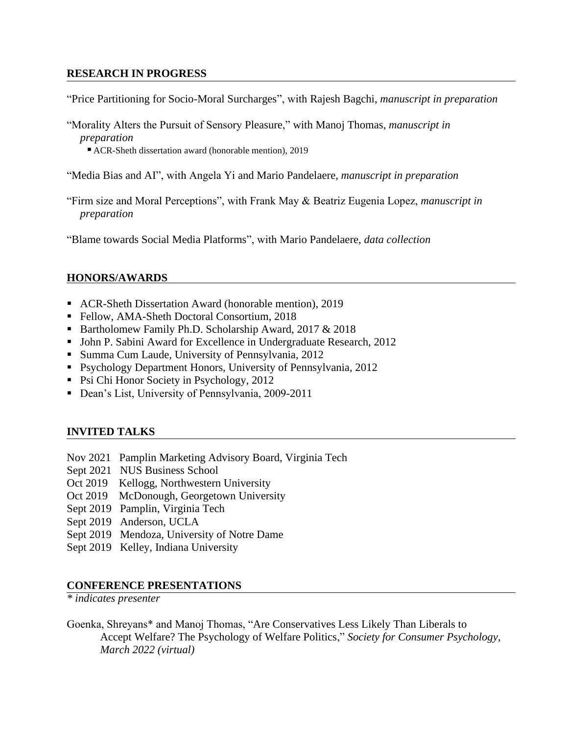## RESEARCH IN PROGRESS

"Price Partitioning for Socio-Moral Surcharges", with Rajesh Bagchi, *manuscript in preparation*

"Morality Alters the Pursuit of Sensory Pleasure," with Manoj Thomas, *manuscript in preparation*

- ACR-Sheth dissertation award (honorable mention), 2019

"Media Bias and AI", with Angela Yi and Mario Pandelaere, *manuscript in preparation*

"Firm size and Moral Perceptions", with Frank May & Beatriz Eugenia Lopez, *manuscript in preparation*

"Blame towards Social Media Platforms", with Mario Pandelaere, *data collection*

## HONORS/AWARDS

- ACR-Sheth Dissertation Award (honorable mention), 2019
- Fellow, AMA-Sheth Doctoral Consortium, 2018
- Bartholomew Family Ph.D. Scholarship Award, 2017 & 2018
- John P. Sabini Award for Excellence in Undergraduate Research, 2012
- Summa Cum Laude, University of Pennsylvania, 2012
- Psychology Department Honors, University of Pennsylvania, 2012
- Psi Chi Honor Society in Psychology, 2012
- Dean's List, University of Pennsylvania, 2009-2011

## INVITED TALKS

Nov 2021 Pamplin Marketing Advisory Board, Virginia Tech
Sept 2021 NUS Business School
Oct 2019 Kellogg, Northwestern University
Oct 2019 McDonough, Georgetown University
Sept 2019 Pamplin, Virginia Tech
Sept 2019 Anderson, UCLA
Sept 2019 Mendoza, University of Notre Dame
Sept 2019 Kelley, Indiana University

## CONFERENCE PRESENTATIONS

*\* indicates presenter*

Goenka, Shreyans* and Manoj Thomas, "Are Conservatives Less Likely Than Liberals to Accept Welfare? The Psychology of Welfare Politics," *Society for Consumer Psychology, March 2022 (virtual)*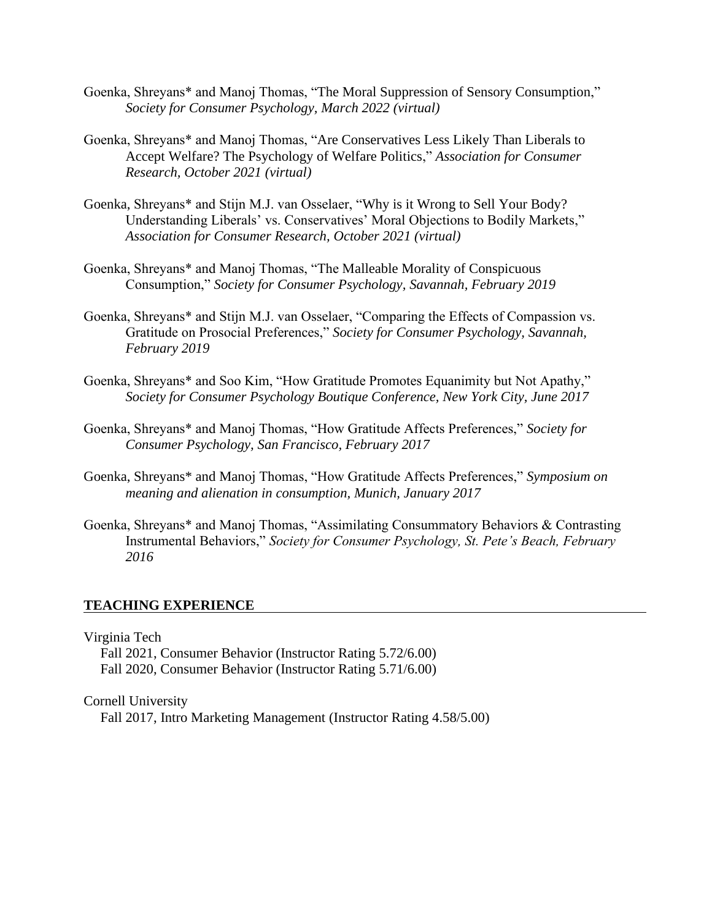Goenka, Shreyans* and Manoj Thomas, "The Moral Suppression of Sensory Consumption," *Society for Consumer Psychology, March 2022 (virtual)*

Goenka, Shreyans* and Manoj Thomas, "Are Conservatives Less Likely Than Liberals to Accept Welfare? The Psychology of Welfare Politics," *Association for Consumer Research, October 2021 (virtual)*

Goenka, Shreyans* and Stijn M.J. van Osselaer, "Why is it Wrong to Sell Your Body? Understanding Liberals' vs. Conservatives' Moral Objections to Bodily Markets," *Association for Consumer Research, October 2021 (virtual)*

Goenka, Shreyans* and Manoj Thomas, "The Malleable Morality of Conspicuous Consumption," *Society for Consumer Psychology, Savannah, February 2019*

Goenka, Shreyans* and Stijn M.J. van Osselaer, "Comparing the Effects of Compassion vs. Gratitude on Prosocial Preferences," *Society for Consumer Psychology, Savannah, February 2019*

Goenka, Shreyans* and Soo Kim, "How Gratitude Promotes Equanimity but Not Apathy," *Society for Consumer Psychology Boutique Conference, New York City, June 2017*

Goenka, Shreyans* and Manoj Thomas, "How Gratitude Affects Preferences," *Society for Consumer Psychology, San Francisco, February 2017*

Goenka, Shreyans* and Manoj Thomas, "How Gratitude Affects Preferences," *Symposium on meaning and alienation in consumption, Munich, January 2017*

Goenka, Shreyans* and Manoj Thomas, "Assimilating Consummatory Behaviors & Contrasting Instrumental Behaviors," *Society for Consumer Psychology, St. Pete's Beach, February 2016*

## TEACHING EXPERIENCE

Virginia Tech
- Fall 2021, Consumer Behavior (Instructor Rating 5.72/6.00)
- Fall 2020, Consumer Behavior (Instructor Rating 5.71/6.00)

Cornell University
- Fall 2017, Intro Marketing Management (Instructor Rating 4.58/5.00)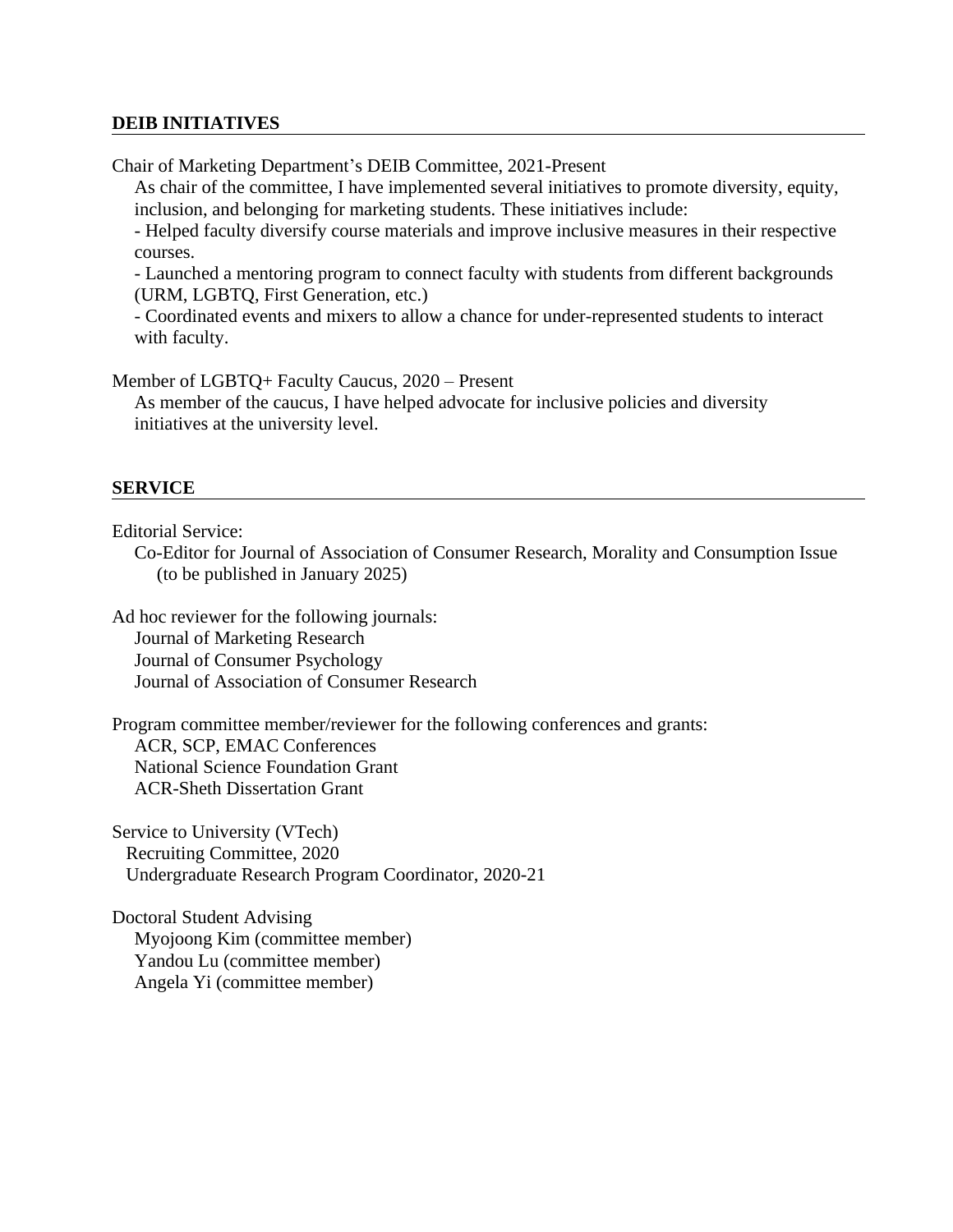## DEIB INITIATIVES

Chair of Marketing Department's DEIB Committee, 2021-Present

As chair of the committee, I have implemented several initiatives to promote diversity, equity, inclusion, and belonging for marketing students. These initiatives include:

- Helped faculty diversify course materials and improve inclusive measures in their respective courses.
- Launched a mentoring program to connect faculty with students from different backgrounds (URM, LGBTQ, First Generation, etc.)
- Coordinated events and mixers to allow a chance for under-represented students to interact with faculty.

Member of LGBTQ+ Faculty Caucus, 2020 – Present

As member of the caucus, I have helped advocate for inclusive policies and diversity initiatives at the university level.

## SERVICE

Editorial Service:

Co-Editor for Journal of Association of Consumer Research, Morality and Consumption Issue (to be published in January 2025)

Ad hoc reviewer for the following journals:

Journal of Marketing Research
Journal of Consumer Psychology
Journal of Association of Consumer Research

Program committee member/reviewer for the following conferences and grants:

ACR, SCP, EMAC Conferences
National Science Foundation Grant
ACR-Sheth Dissertation Grant

Service to University (VTech)

Recruiting Committee, 2020
Undergraduate Research Program Coordinator, 2020-21

Doctoral Student Advising

Myojoong Kim (committee member)
Yandou Lu (committee member)
Angela Yi (committee member)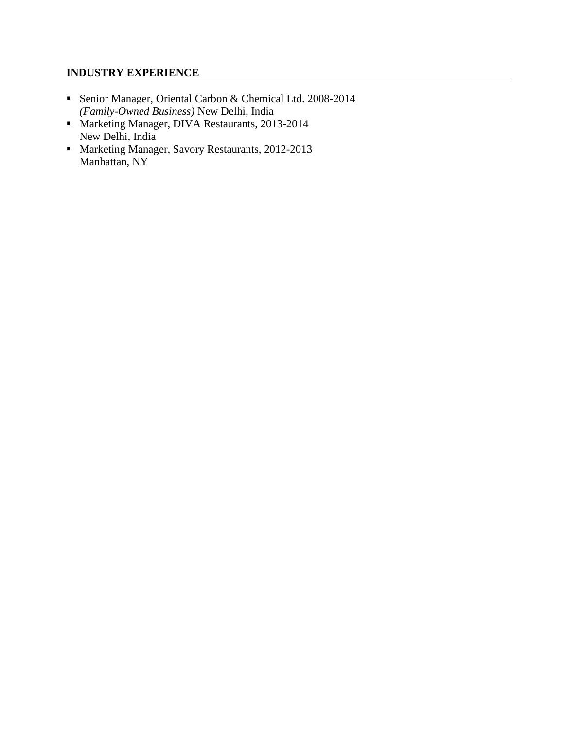## INDUSTRY EXPERIENCE

- Senior Manager, Oriental Carbon & Chemical Ltd. 2008-2014
  *(Family-Owned Business)* New Delhi, India
- Marketing Manager, DIVA Restaurants, 2013-2014
  New Delhi, India
- Marketing Manager, Savory Restaurants, 2012-2013
  Manhattan, NY